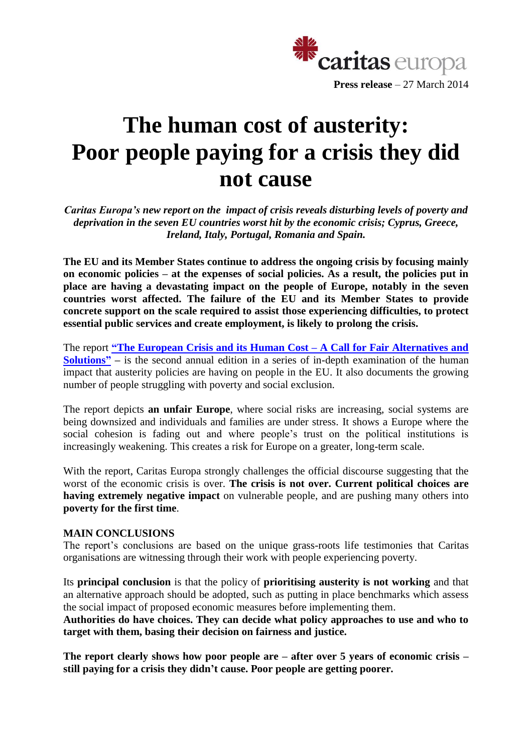caritas europa

**Press release** – 27 March 2014

# The human cost of austerity: Poor people paying for a crisis they did not cause

***Caritas Europa's new report on the impact of crisis reveals disturbing levels of poverty and deprivation in the seven EU countries worst hit by the economic crisis; Cyprus, Greece, Ireland, Italy, Portugal, Romania and Spain.***

**The EU and its Member States continue to address the ongoing crisis by focusing mainly on economic policies – at the expenses of social policies. As a result, the policies put in place are having a devastating impact on the people of Europe, notably in the seven countries worst affected. The failure of the EU and its Member States to provide concrete support on the scale required to assist those experiencing difficulties, to protect essential public services and create employment, is likely to prolong the crisis.**

The report **"The European Crisis and its Human Cost – A Call for Fair Alternatives and Solutions"** – is the second annual edition in a series of in-depth examination of the human impact that austerity policies are having on people in the EU. It also documents the growing number of people struggling with poverty and social exclusion.

The report depicts **an unfair Europe**, where social risks are increasing, social systems are being downsized and individuals and families are under stress. It shows a Europe where the social cohesion is fading out and where people's trust on the political institutions is increasingly weakening. This creates a risk for Europe on a greater, long-term scale.

With the report, Caritas Europa strongly challenges the official discourse suggesting that the worst of the economic crisis is over. **The crisis is not over. Current political choices are having extremely negative impact** on vulnerable people, and are pushing many others into **poverty for the first time**.

**MAIN CONCLUSIONS**

The report's conclusions are based on the unique grass-roots life testimonies that Caritas organisations are witnessing through their work with people experiencing poverty.

Its **principal conclusion** is that the policy of **prioritising austerity is not working** and that an alternative approach should be adopted, such as putting in place benchmarks which assess the social impact of proposed economic measures before implementing them.

**Authorities do have choices. They can decide what policy approaches to use and who to target with them, basing their decision on fairness and justice.**

**The report clearly shows how poor people are – after over 5 years of economic crisis – still paying for a crisis they didn't cause. Poor people are getting poorer.**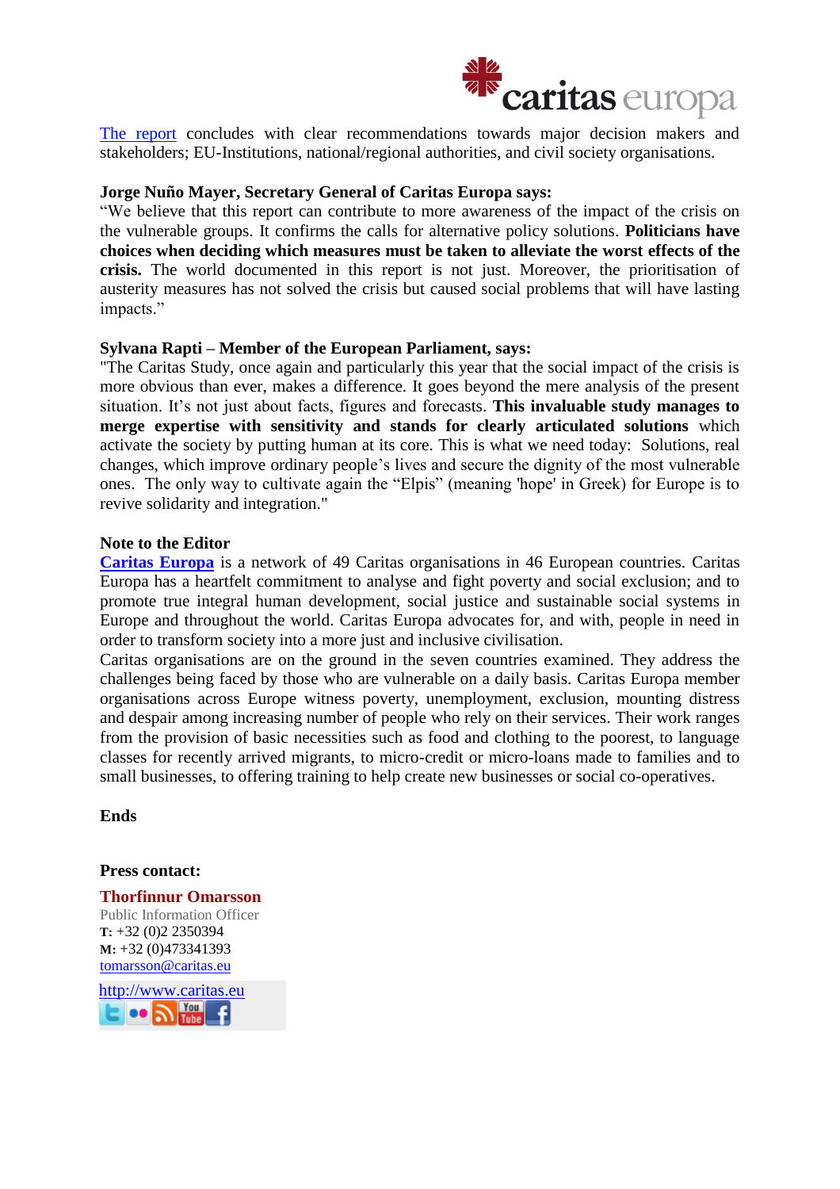[The report](#) concludes with clear recommendations towards major decision makers and stakeholders; EU-Institutions, national/regional authorities, and civil society organisations.

**Jorge Nuño Mayer, Secretary General of Caritas Europa says:**

"We believe that this report can contribute to more awareness of the impact of the crisis on the vulnerable groups. It confirms the calls for alternative policy solutions. **Politicians have choices when deciding which measures must be taken to alleviate the worst effects of the crisis.** The world documented in this report is not just. Moreover, the prioritisation of austerity measures has not solved the crisis but caused social problems that will have lasting impacts."

**Sylvana Rapti – Member of the European Parliament, says:**

"The Caritas Study, once again and particularly this year that the social impact of the crisis is more obvious than ever, makes a difference. It goes beyond the mere analysis of the present situation. It's not just about facts, figures and forecasts. **This invaluable study manages to merge expertise with sensitivity and stands for clearly articulated solutions** which activate the society by putting human at its core. This is what we need today: Solutions, real changes, which improve ordinary people's lives and secure the dignity of the most vulnerable ones. The only way to cultivate again the "Elpis" (meaning 'hope' in Greek) for Europe is to revive solidarity and integration."

**Note to the Editor**

**[Caritas Europa](#)** is a network of 49 Caritas organisations in 46 European countries. Caritas Europa has a heartfelt commitment to analyse and fight poverty and social exclusion; and to promote true integral human development, social justice and sustainable social systems in Europe and throughout the world. Caritas Europa advocates for, and with, people in need in order to transform society into a more just and inclusive civilisation.

Caritas organisations are on the ground in the seven countries examined. They address the challenges being faced by those who are vulnerable on a daily basis. Caritas Europa member organisations across Europe witness poverty, unemployment, exclusion, mounting distress and despair among increasing number of people who rely on their services. Their work ranges from the provision of basic necessities such as food and clothing to the poorest, to language classes for recently arrived migrants, to micro-credit or micro-loans made to families and to small businesses, to offering training to help create new businesses or social co-operatives.

**Ends**

**Press contact:**

**Thorfinnur Omarsson**
Public Information Officer
**T:** +32 (0)2 2350394
**M:** +32 (0)473341393
tomarsson@caritas.eu

http://www.caritas.eu